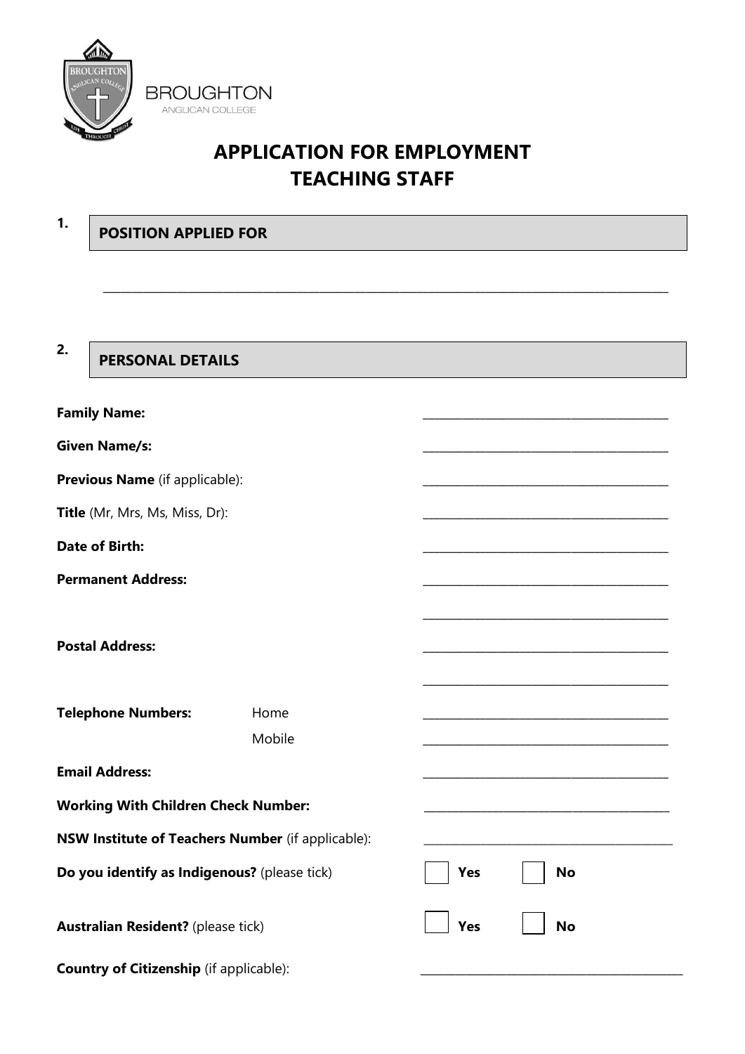BROUGHTON
ANGLICAN COLLEGE

# APPLICATION FOR EMPLOYMENT
# TEACHING STAFF

## 1. POSITION APPLIED FOR

______________________________________________________________________

## 2. PERSONAL DETAILS

**Family Name:** ______________________________

**Given Name/s:** ______________________________

**Previous Name** (if applicable): ______________________________

**Title** (Mr, Mrs, Ms, Miss, Dr): ______________________________

**Date of Birth:** ______________________________

**Permanent Address:** ______________________________

______________________________

**Postal Address:** ______________________________

______________________________

**Telephone Numbers:** Home ______________________________

Mobile ______________________________

**Email Address:** ______________________________

**Working With Children Check Number:** ______________________________

**NSW Institute of Teachers Number** (if applicable): ______________________________

**Do you identify as Indigenous?** (please tick) ☐ **Yes** ☐ **No**

**Australian Resident?** (please tick) ☐ **Yes** ☐ **No**

**Country of Citizenship** (if applicable): ______________________________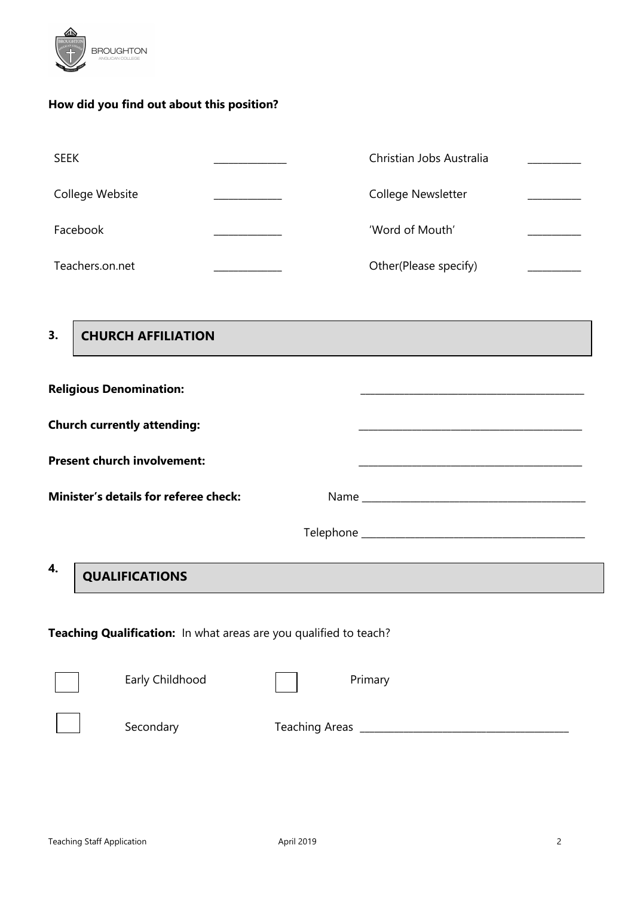**How did you find out about this position?**

| | | | |
|---|---|---|---|
| SEEK | _____________ | Christian Jobs Australia | __________ |
| College Website | _____________ | College Newsletter | __________ |
| Facebook | _____________ | 'Word of Mouth' | __________ |
| Teachers.on.net | _____________ | Other(Please specify) | __________ |

## 3. CHURCH AFFILIATION

**Religious Denomination:** ___________________________________________

**Church currently attending:** ___________________________________________

**Present church involvement:** ___________________________________________

**Minister's details for referee check:** Name ___________________________________________

Telephone ___________________________________________

## 4. QUALIFICATIONS

**Teaching Qualification:** In what areas are you qualified to teach?

☐ Early Childhood ☐ Primary

☐ Secondary Teaching Areas ________________________________________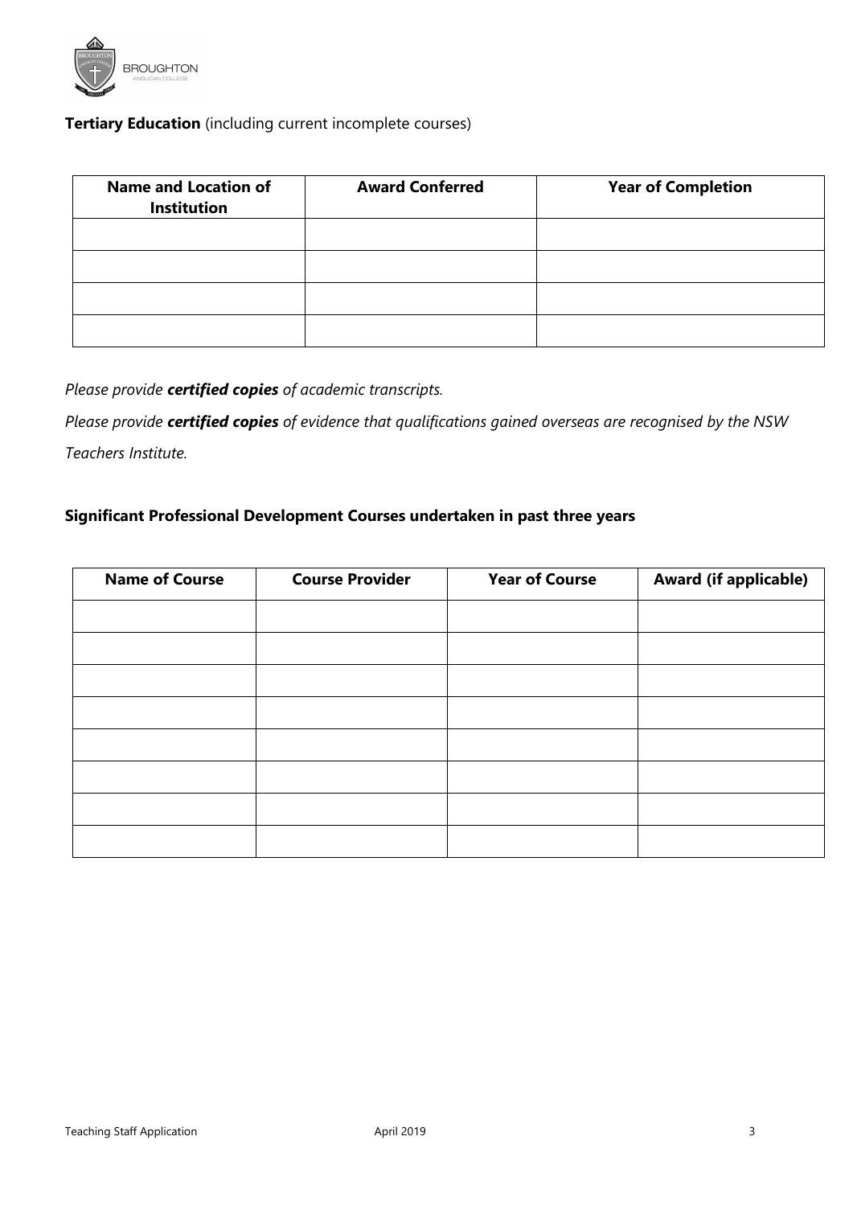**Tertiary Education** (including current incomplete courses)

| Name and Location of Institution | Award Conferred | Year of Completion |
| --- | --- | --- |
| | | |
| | | |
| | | |
| | | |

*Please provide **certified copies** of academic transcripts.*

*Please provide **certified copies** of evidence that qualifications gained overseas are recognised by the NSW Teachers Institute.*

**Significant Professional Development Courses undertaken in past three years**

| Name of Course | Course Provider | Year of Course | Award (if applicable) |
| --- | --- | --- | --- |
| | | | |
| | | | |
| | | | |
| | | | |
| | | | |
| | | | |
| | | | |
| | | | |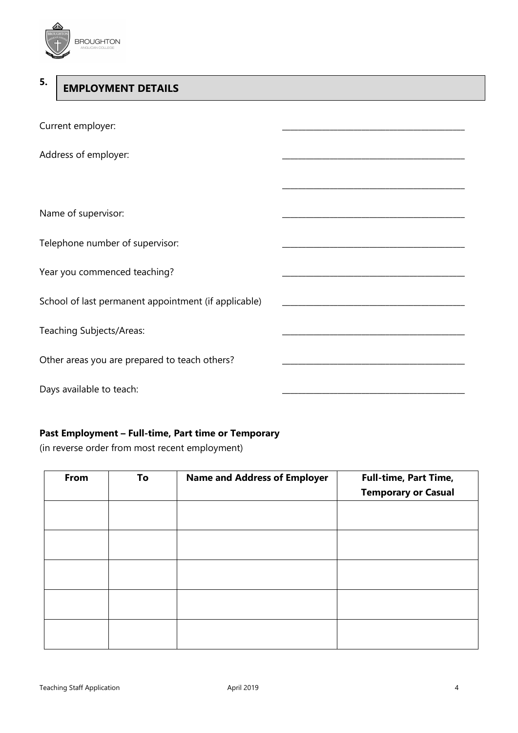## 5. EMPLOYMENT DETAILS

Current employer: ___________________________________________

Address of employer: ___________________________________________

___________________________________________

Name of supervisor: ___________________________________________

Telephone number of supervisor: ___________________________________________

Year you commenced teaching? ___________________________________________

School of last permanent appointment (if applicable) ___________________________________________

Teaching Subjects/Areas: ___________________________________________

Other areas you are prepared to teach others? ___________________________________________

Days available to teach: ___________________________________________

**Past Employment – Full-time, Part time or Temporary**

(in reverse order from most recent employment)

| From | To | Name and Address of Employer | Full-time, Part Time, Temporary or Casual |
|---|---|---|---|
| | | | |
| | | | |
| | | | |
| | | | |
| | | | |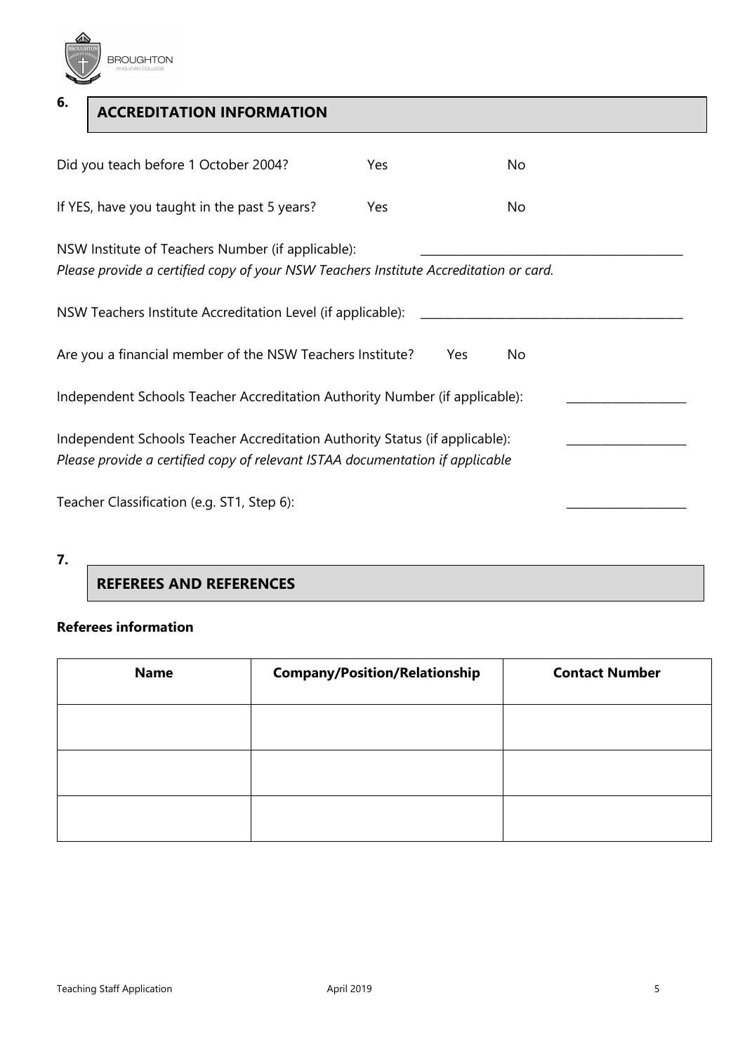## 6. ACCREDITATION INFORMATION

Did you teach before 1 October 2004? Yes No

If YES, have you taught in the past 5 years? Yes No

NSW Institute of Teachers Number (if applicable): ___________________________

*Please provide a certified copy of your NSW Teachers Institute Accreditation or card.*

NSW Teachers Institute Accreditation Level (if applicable): ___________________________

Are you a financial member of the NSW Teachers Institute? Yes No

Independent Schools Teacher Accreditation Authority Number (if applicable): ______________

Independent Schools Teacher Accreditation Authority Status (if applicable): ______________

*Please provide a certified copy of relevant ISTAA documentation if applicable*

Teacher Classification (e.g. ST1, Step 6): ______________

## 7. REFEREES AND REFERENCES

**Referees information**

| Name | Company/Position/Relationship | Contact Number |
|---|---|---|
| | | |
| | | |
| | | |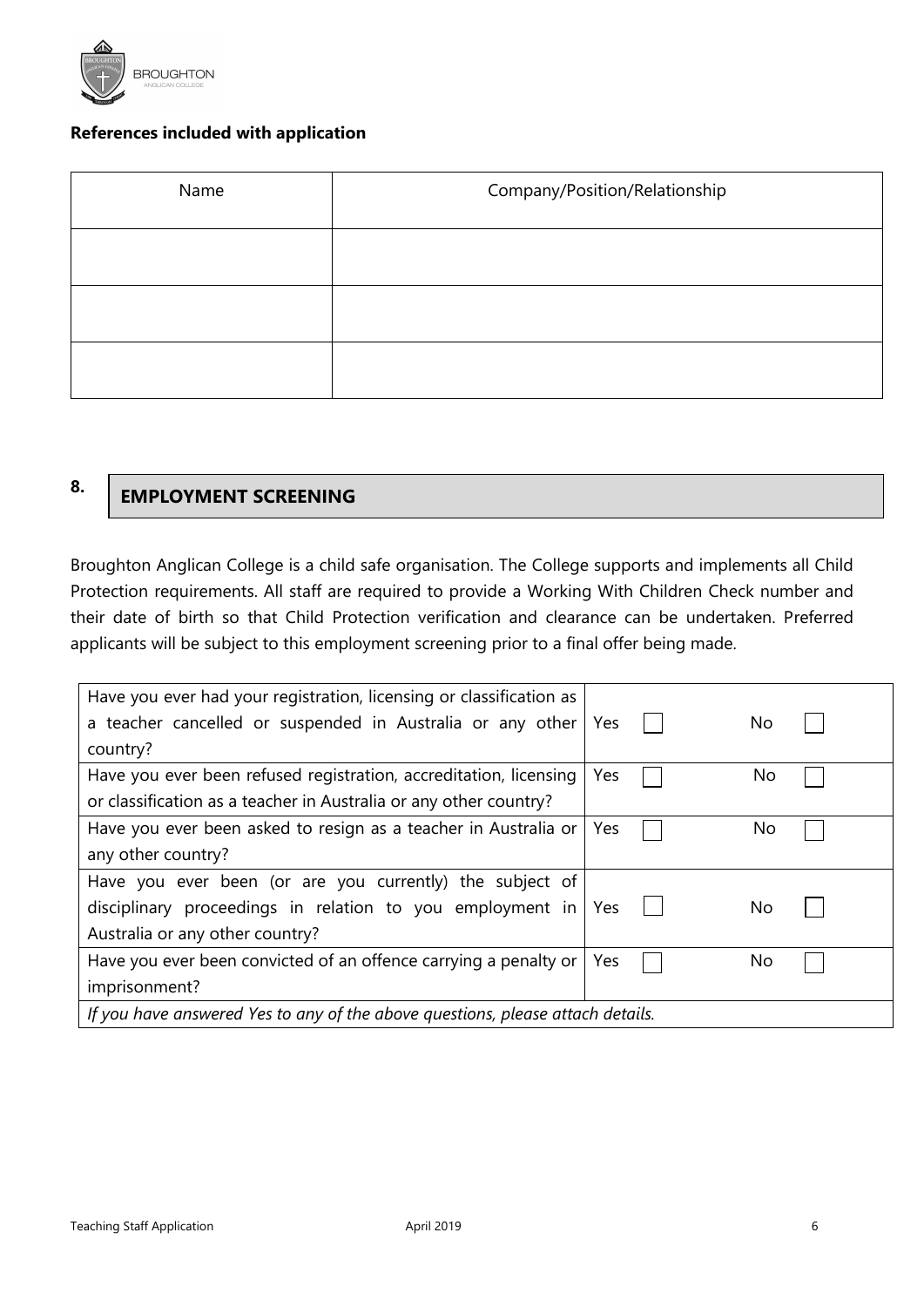**References included with application**

| Name | Company/Position/Relationship |
|---|---|
| | |
| | |
| | |

## 8. EMPLOYMENT SCREENING

Broughton Anglican College is a child safe organisation. The College supports and implements all Child Protection requirements. All staff are required to provide a Working With Children Check number and their date of birth so that Child Protection verification and clearance can be undertaken. Preferred applicants will be subject to this employment screening prior to a final offer being made.

| Question | Yes | No |
|---|---|---|
| Have you ever had your registration, licensing or classification as a teacher cancelled or suspended in Australia or any other country? | Yes ☐ | No ☐ |
| Have you ever been refused registration, accreditation, licensing or classification as a teacher in Australia or any other country? | Yes ☐ | No ☐ |
| Have you ever been asked to resign as a teacher in Australia or any other country? | Yes ☐ | No ☐ |
| Have you ever been (or are you currently) the subject of disciplinary proceedings in relation to you employment in Australia or any other country? | Yes ☐ | No ☐ |
| Have you ever been convicted of an offence carrying a penalty or imprisonment? | Yes ☐ | No ☐ |
| *If you have answered Yes to any of the above questions, please attach details.* | | |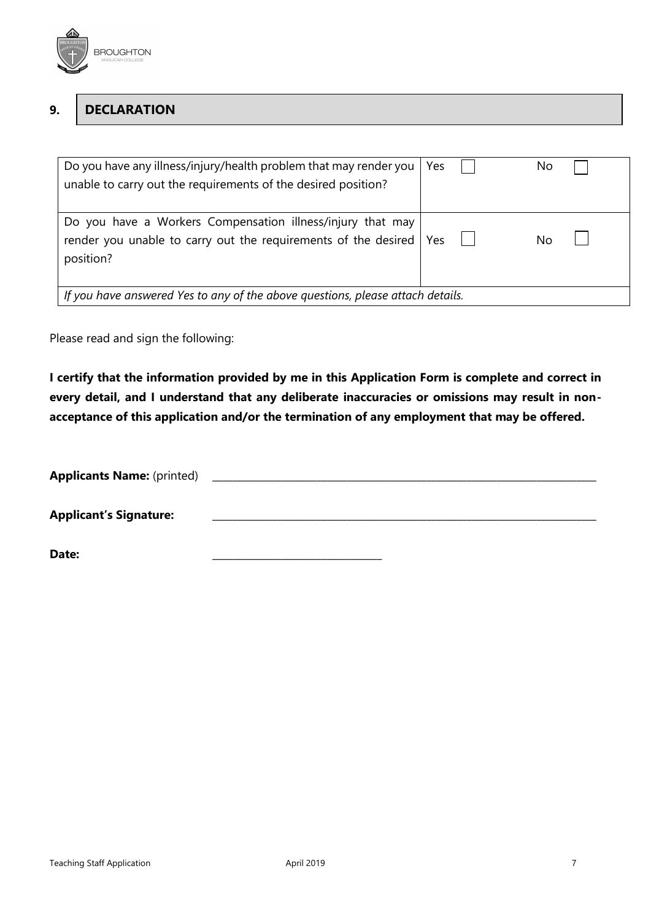## 9. DECLARATION

| Question | Yes | No |
|---|---|---|
| Do you have any illness/injury/health problem that may render you unable to carry out the requirements of the desired position? | Yes ☐ | No ☐ |
| Do you have a Workers Compensation illness/injury that may render you unable to carry out the requirements of the desired position? | Yes ☐ | No ☐ |
| *If you have answered Yes to any of the above questions, please attach details.* | | |

Please read and sign the following:

**I certify that the information provided by me in this Application Form is complete and correct in every detail, and I understand that any deliberate inaccuracies or omissions may result in non-acceptance of this application and/or the termination of any employment that may be offered.**

**Applicants Name:** (printed) ______________________________________________

**Applicant's Signature:** ______________________________________________

**Date:** ____________________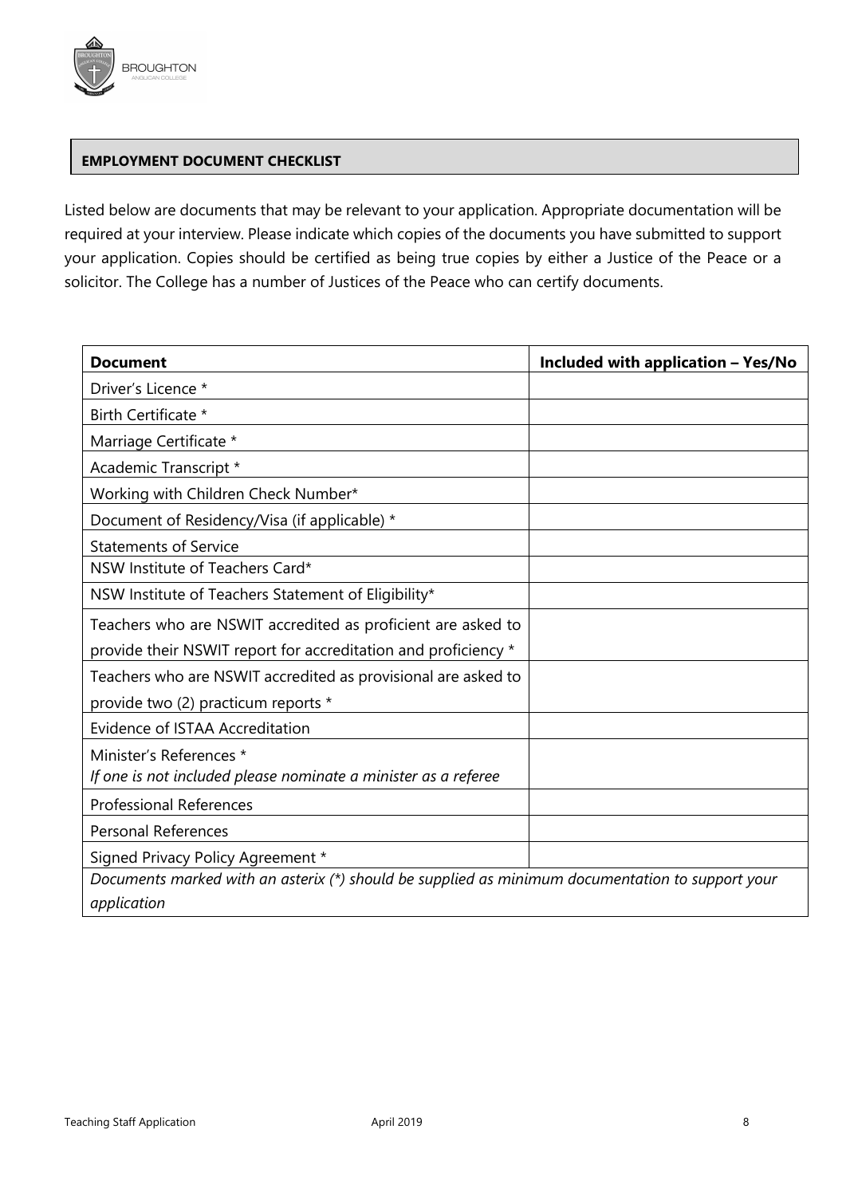## EMPLOYMENT DOCUMENT CHECKLIST

Listed below are documents that may be relevant to your application. Appropriate documentation will be required at your interview. Please indicate which copies of the documents you have submitted to support your application. Copies should be certified as being true copies by either a Justice of the Peace or a solicitor. The College has a number of Justices of the Peace who can certify documents.

| Document | Included with application – Yes/No |
|---|---|
| Driver's Licence * | |
| Birth Certificate * | |
| Marriage Certificate * | |
| Academic Transcript * | |
| Working with Children Check Number* | |
| Document of Residency/Visa (if applicable) * | |
| Statements of Service | |
| NSW Institute of Teachers Card* | |
| NSW Institute of Teachers Statement of Eligibility* | |
| Teachers who are NSWIT accredited as proficient are asked to provide their NSWIT report for accreditation and proficiency * | |
| Teachers who are NSWIT accredited as provisional are asked to provide two (2) practicum reports * | |
| Evidence of ISTAA Accreditation | |
| Minister's References * *If one is not included please nominate a minister as a referee* | |
| Professional References | |
| Personal References | |
| Signed Privacy Policy Agreement * | |
| *Documents marked with an asterix (*) should be supplied as minimum documentation to support your application* | |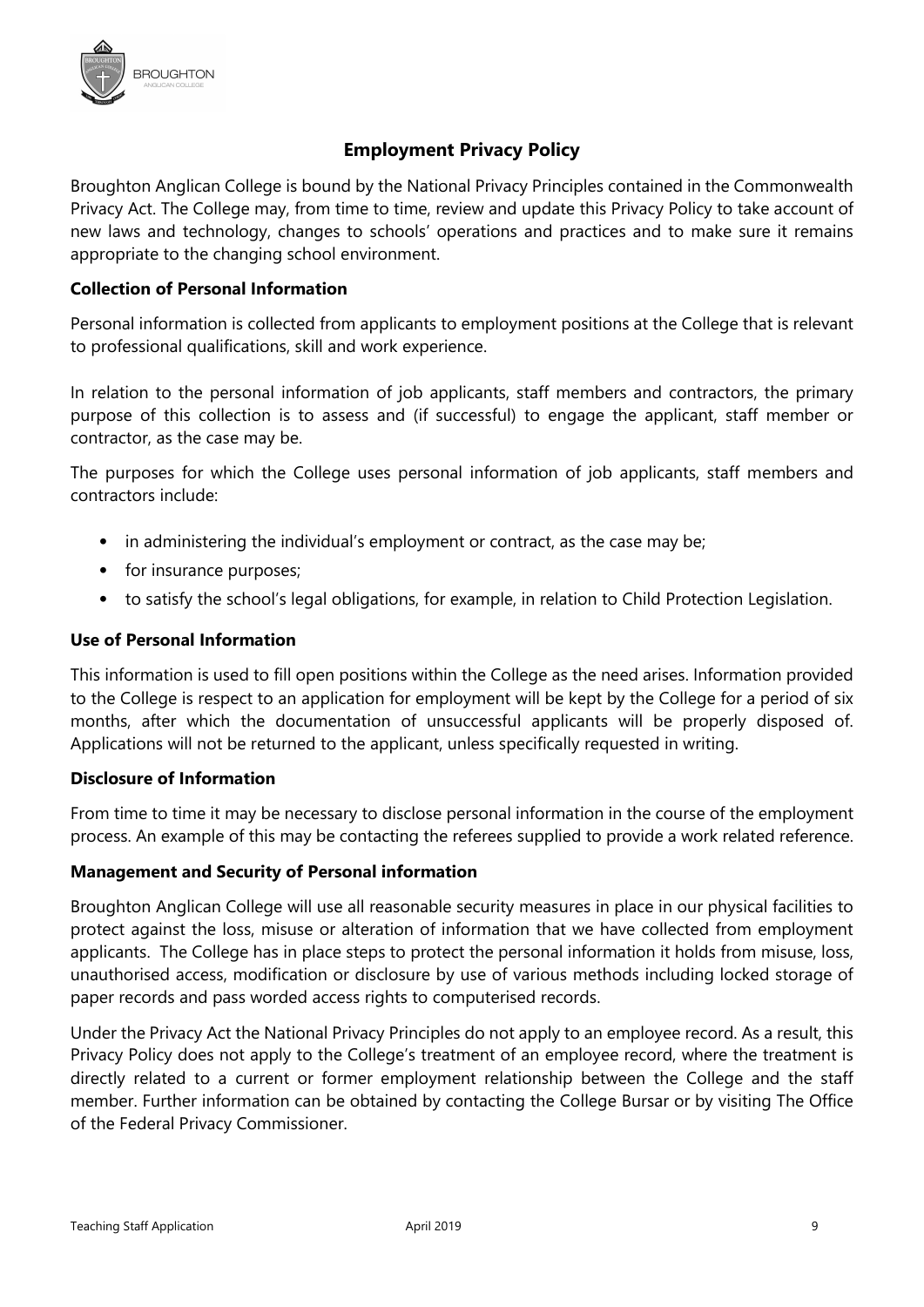## Employment Privacy Policy

Broughton Anglican College is bound by the National Privacy Principles contained in the Commonwealth Privacy Act. The College may, from time to time, review and update this Privacy Policy to take account of new laws and technology, changes to schools' operations and practices and to make sure it remains appropriate to the changing school environment.

### Collection of Personal Information

Personal information is collected from applicants to employment positions at the College that is relevant to professional qualifications, skill and work experience.

In relation to the personal information of job applicants, staff members and contractors, the primary purpose of this collection is to assess and (if successful) to engage the applicant, staff member or contractor, as the case may be.

The purposes for which the College uses personal information of job applicants, staff members and contractors include:

- in administering the individual's employment or contract, as the case may be;
- for insurance purposes;
- to satisfy the school's legal obligations, for example, in relation to Child Protection Legislation.

### Use of Personal Information

This information is used to fill open positions within the College as the need arises. Information provided to the College is respect to an application for employment will be kept by the College for a period of six months, after which the documentation of unsuccessful applicants will be properly disposed of. Applications will not be returned to the applicant, unless specifically requested in writing.

### Disclosure of Information

From time to time it may be necessary to disclose personal information in the course of the employment process. An example of this may be contacting the referees supplied to provide a work related reference.

### Management and Security of Personal information

Broughton Anglican College will use all reasonable security measures in place in our physical facilities to protect against the loss, misuse or alteration of information that we have collected from employment applicants. The College has in place steps to protect the personal information it holds from misuse, loss, unauthorised access, modification or disclosure by use of various methods including locked storage of paper records and pass worded access rights to computerised records.

Under the Privacy Act the National Privacy Principles do not apply to an employee record. As a result, this Privacy Policy does not apply to the College's treatment of an employee record, where the treatment is directly related to a current or former employment relationship between the College and the staff member. Further information can be obtained by contacting the College Bursar or by visiting The Office of the Federal Privacy Commissioner.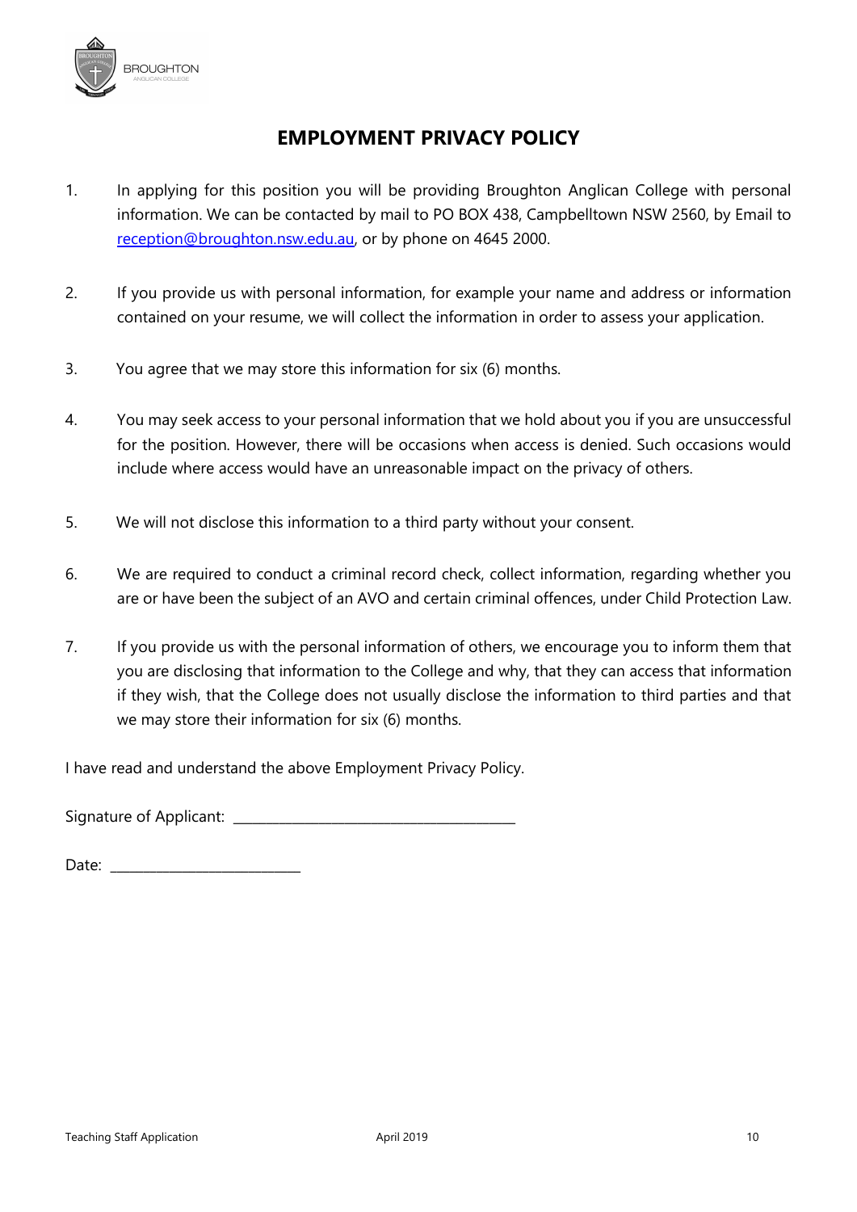# EMPLOYMENT PRIVACY POLICY

1. In applying for this position you will be providing Broughton Anglican College with personal information. We can be contacted by mail to PO BOX 438, Campbelltown NSW 2560, by Email to reception@broughton.nsw.edu.au, or by phone on 4645 2000.

2. If you provide us with personal information, for example your name and address or information contained on your resume, we will collect the information in order to assess your application.

3. You agree that we may store this information for six (6) months.

4. You may seek access to your personal information that we hold about you if you are unsuccessful for the position. However, there will be occasions when access is denied. Such occasions would include where access would have an unreasonable impact on the privacy of others.

5. We will not disclose this information to a third party without your consent.

6. We are required to conduct a criminal record check, collect information, regarding whether you are or have been the subject of an AVO and certain criminal offences, under Child Protection Law.

7. If you provide us with the personal information of others, we encourage you to inform them that you are disclosing that information to the College and why, that they can access that information if they wish, that the College does not usually disclose the information to third parties and that we may store their information for six (6) months.

I have read and understand the above Employment Privacy Policy.

Signature of Applicant: ________________________________________

Date: ___________________________